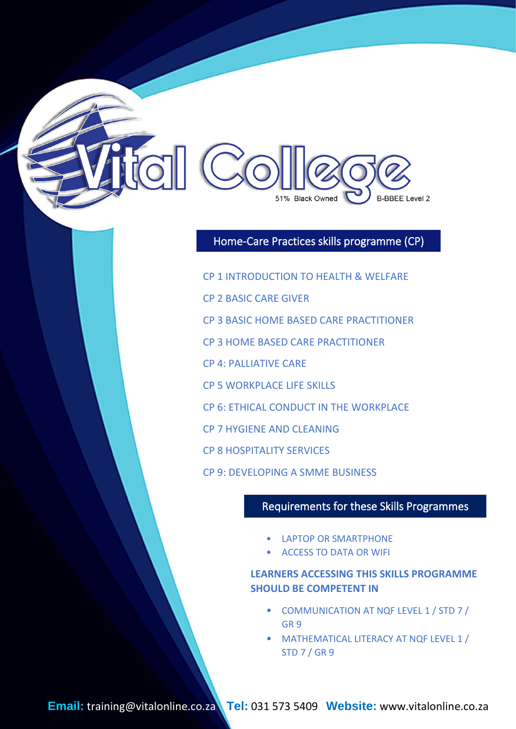# Vital College

51% Black Owned B-BBEE Level 2

## Home-Care Practices skills programme (CP)

CP 1 INTRODUCTION TO HEALTH & WELFARE

CP 2 BASIC CARE GIVER

CP 3 BASIC HOME BASED CARE PRACTITIONER

CP 3 HOME BASED CARE PRACTITIONER

CP 4: PALLIATIVE CARE

CP 5 WORKPLACE LIFE SKILLS

CP 6: ETHICAL CONDUCT IN THE WORKPLACE

CP 7 HYGIENE AND CLEANING

CP 8 HOSPITALITY SERVICES

CP 9: DEVELOPING A SMME BUSINESS

## Requirements for these Skills Programmes

- LAPTOP OR SMARTPHONE
- ACCESS TO DATA OR WIFI

**LEARNERS ACCESSING THIS SKILLS PROGRAMME SHOULD BE COMPETENT IN**

- COMMUNICATION AT NQF LEVEL 1 / STD 7 / GR 9
- MATHEMATICAL LITERACY AT NQF LEVEL 1 / STD 7 / GR 9

**Email:** training@vitalonline.co.za **Tel:** 031 573 5409 **Website:** www.vitalonline.co.za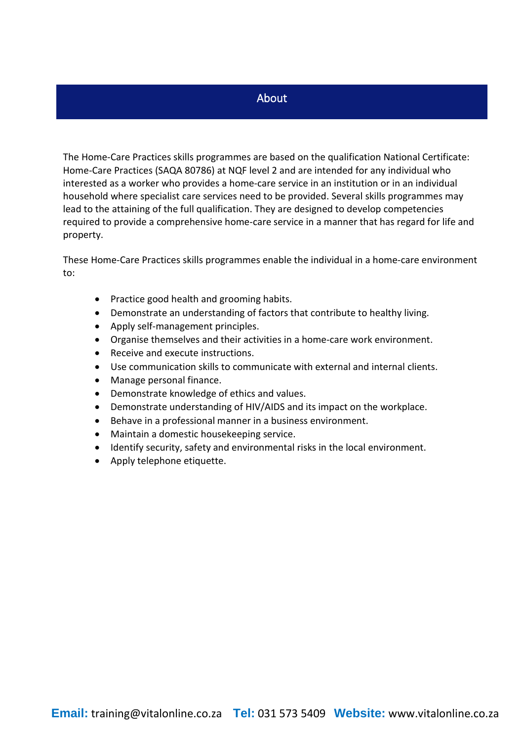## About

The Home-Care Practices skills programmes are based on the qualification National Certificate: Home-Care Practices (SAQA 80786) at NQF level 2 and are intended for any individual who interested as a worker who provides a home-care service in an institution or in an individual household where specialist care services need to be provided. Several skills programmes may lead to the attaining of the full qualification. They are designed to develop competencies required to provide a comprehensive home-care service in a manner that has regard for life and property.

These Home-Care Practices skills programmes enable the individual in a home-care environment to:

- Practice good health and grooming habits.
- Demonstrate an understanding of factors that contribute to healthy living.
- Apply self-management principles.
- Organise themselves and their activities in a home-care work environment.
- Receive and execute instructions.
- Use communication skills to communicate with external and internal clients.
- Manage personal finance.
- Demonstrate knowledge of ethics and values.
- Demonstrate understanding of HIV/AIDS and its impact on the workplace.
- Behave in a professional manner in a business environment.
- Maintain a domestic housekeeping service.
- Identify security, safety and environmental risks in the local environment.
- Apply telephone etiquette.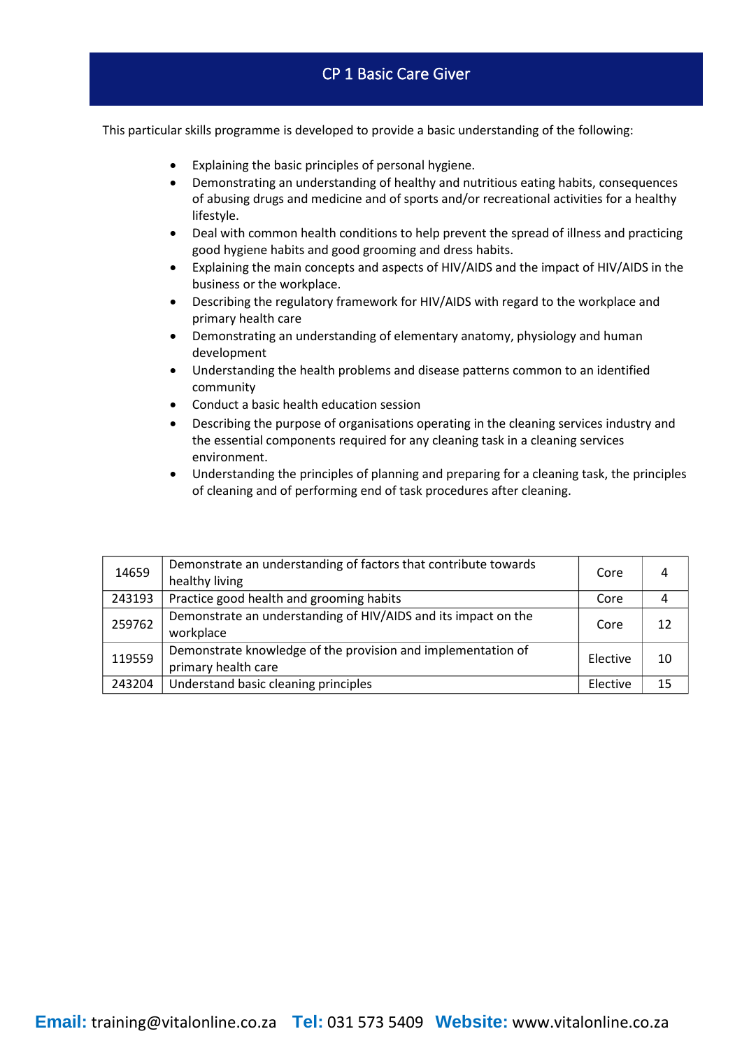# CP 1 Basic Care Giver

This particular skills programme is developed to provide a basic understanding of the following:

- Explaining the basic principles of personal hygiene.
- Demonstrating an understanding of healthy and nutritious eating habits, consequences of abusing drugs and medicine and of sports and/or recreational activities for a healthy lifestyle.
- Deal with common health conditions to help prevent the spread of illness and practicing good hygiene habits and good grooming and dress habits.
- Explaining the main concepts and aspects of HIV/AIDS and the impact of HIV/AIDS in the business or the workplace.
- Describing the regulatory framework for HIV/AIDS with regard to the workplace and primary health care
- Demonstrating an understanding of elementary anatomy, physiology and human development
- Understanding the health problems and disease patterns common to an identified community
- Conduct a basic health education session
- Describing the purpose of organisations operating in the cleaning services industry and the essential components required for any cleaning task in a cleaning services environment.
- Understanding the principles of planning and preparing for a cleaning task, the principles of cleaning and of performing end of task procedures after cleaning.

| | | | |
|---|---|---|---|
| 14659 | Demonstrate an understanding of factors that contribute towards healthy living | Core | 4 |
| 243193 | Practice good health and grooming habits | Core | 4 |
| 259762 | Demonstrate an understanding of HIV/AIDS and its impact on the workplace | Core | 12 |
| 119559 | Demonstrate knowledge of the provision and implementation of primary health care | Elective | 10 |
| 243204 | Understand basic cleaning principles | Elective | 15 |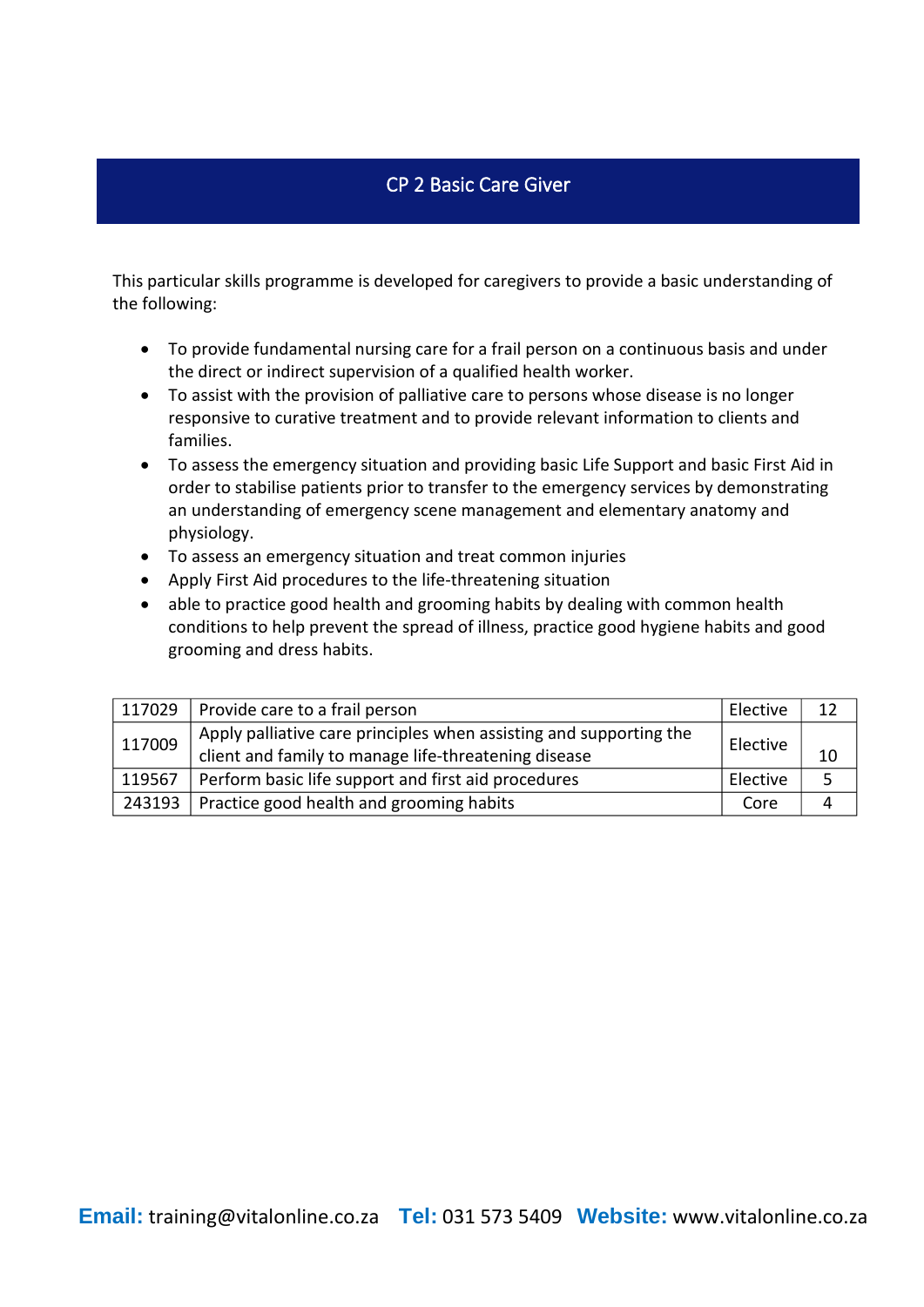## CP 2 Basic Care Giver

This particular skills programme is developed for caregivers to provide a basic understanding of the following:

- To provide fundamental nursing care for a frail person on a continuous basis and under the direct or indirect supervision of a qualified health worker.
- To assist with the provision of palliative care to persons whose disease is no longer responsive to curative treatment and to provide relevant information to clients and families.
- To assess the emergency situation and providing basic Life Support and basic First Aid in order to stabilise patients prior to transfer to the emergency services by demonstrating an understanding of emergency scene management and elementary anatomy and physiology.
- To assess an emergency situation and treat common injuries
- Apply First Aid procedures to the life-threatening situation
- able to practice good health and grooming habits by dealing with common health conditions to help prevent the spread of illness, practice good hygiene habits and good grooming and dress habits.

| | | | |
|---|---|---|---|
| 117029 | Provide care to a frail person | Elective | 12 |
| 117009 | Apply palliative care principles when assisting and supporting the client and family to manage life-threatening disease | Elective | 10 |
| 119567 | Perform basic life support and first aid procedures | Elective | 5 |
| 243193 | Practice good health and grooming habits | Core | 4 |

**Email:** training@vitalonline.co.za **Tel:** 031 573 5409 **Website:** www.vitalonline.co.za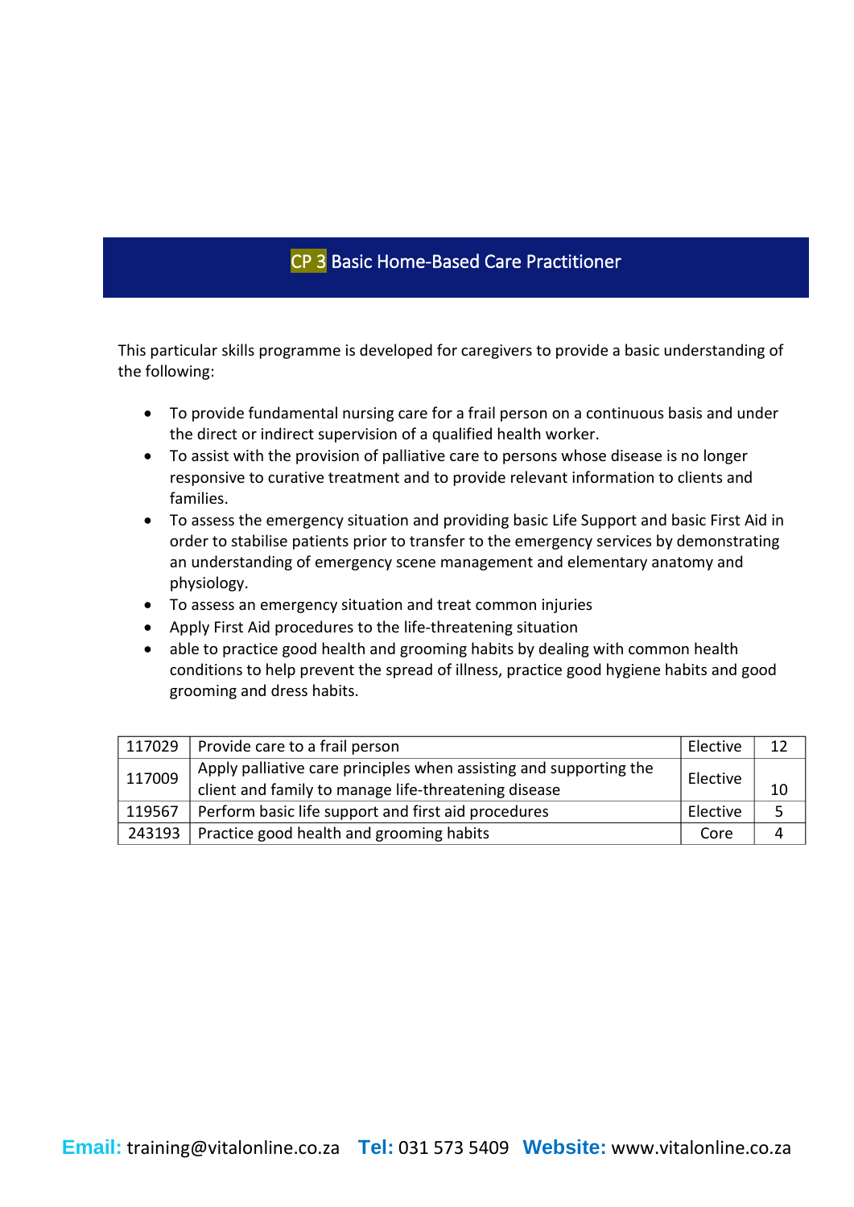# CP 3 Basic Home-Based Care Practitioner

This particular skills programme is developed for caregivers to provide a basic understanding of the following:

- To provide fundamental nursing care for a frail person on a continuous basis and under the direct or indirect supervision of a qualified health worker.
- To assist with the provision of palliative care to persons whose disease is no longer responsive to curative treatment and to provide relevant information to clients and families.
- To assess the emergency situation and providing basic Life Support and basic First Aid in order to stabilise patients prior to transfer to the emergency services by demonstrating an understanding of emergency scene management and elementary anatomy and physiology.
- To assess an emergency situation and treat common injuries
- Apply First Aid procedures to the life-threatening situation
- able to practice good health and grooming habits by dealing with common health conditions to help prevent the spread of illness, practice good hygiene habits and good grooming and dress habits.

| | | | |
|---|---|---|---|
| 117029 | Provide care to a frail person | Elective | 12 |
| 117009 | Apply palliative care principles when assisting and supporting the client and family to manage life-threatening disease | Elective | 10 |
| 119567 | Perform basic life support and first aid procedures | Elective | 5 |
| 243193 | Practice good health and grooming habits | Core | 4 |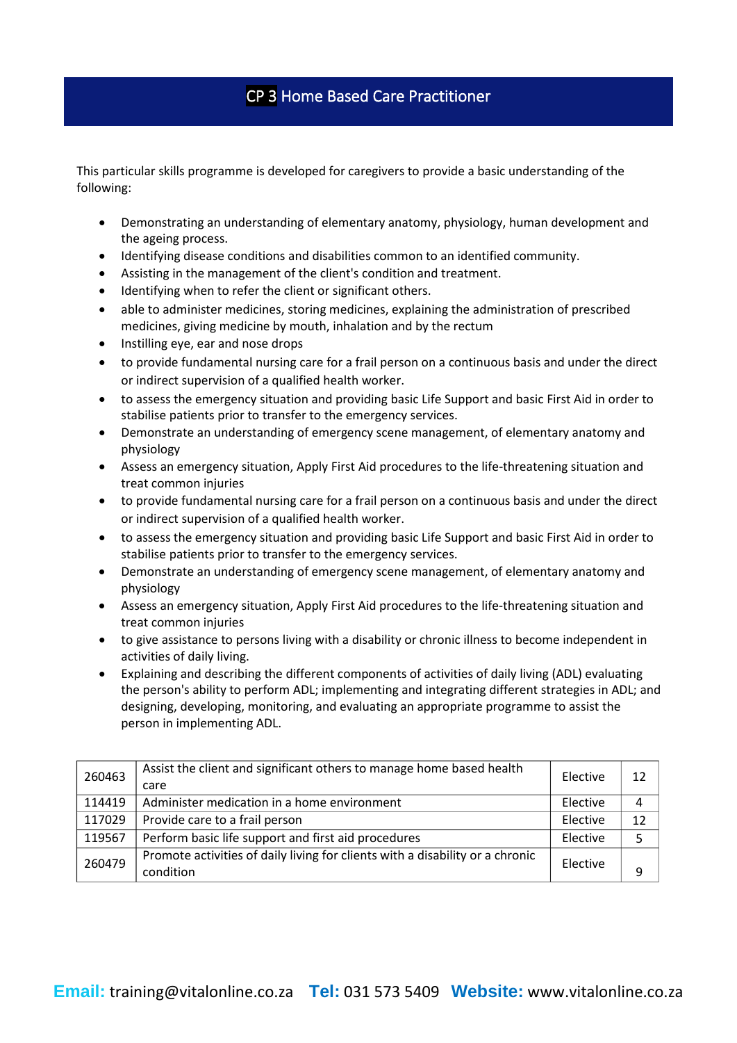# CP 3 Home Based Care Practitioner

This particular skills programme is developed for caregivers to provide a basic understanding of the following:

- Demonstrating an understanding of elementary anatomy, physiology, human development and the ageing process.
- Identifying disease conditions and disabilities common to an identified community.
- Assisting in the management of the client's condition and treatment.
- Identifying when to refer the client or significant others.
- able to administer medicines, storing medicines, explaining the administration of prescribed medicines, giving medicine by mouth, inhalation and by the rectum
- Instilling eye, ear and nose drops
- to provide fundamental nursing care for a frail person on a continuous basis and under the direct or indirect supervision of a qualified health worker.
- to assess the emergency situation and providing basic Life Support and basic First Aid in order to stabilise patients prior to transfer to the emergency services.
- Demonstrate an understanding of emergency scene management, of elementary anatomy and physiology
- Assess an emergency situation, Apply First Aid procedures to the life-threatening situation and treat common injuries
- to provide fundamental nursing care for a frail person on a continuous basis and under the direct or indirect supervision of a qualified health worker.
- to assess the emergency situation and providing basic Life Support and basic First Aid in order to stabilise patients prior to transfer to the emergency services.
- Demonstrate an understanding of emergency scene management, of elementary anatomy and physiology
- Assess an emergency situation, Apply First Aid procedures to the life-threatening situation and treat common injuries
- to give assistance to persons living with a disability or chronic illness to become independent in activities of daily living.
- Explaining and describing the different components of activities of daily living (ADL) evaluating the person's ability to perform ADL; implementing and integrating different strategies in ADL; and designing, developing, monitoring, and evaluating an appropriate programme to assist the person in implementing ADL.

| | | | |
|---|---|---|---|
| 260463 | Assist the client and significant others to manage home based health care | Elective | 12 |
| 114419 | Administer medication in a home environment | Elective | 4 |
| 117029 | Provide care to a frail person | Elective | 12 |
| 119567 | Perform basic life support and first aid procedures | Elective | 5 |
| 260479 | Promote activities of daily living for clients with a disability or a chronic condition | Elective | 9 |

**Email:** training@vitalonline.co.za **Tel:** 031 573 5409 **Website:** www.vitalonline.co.za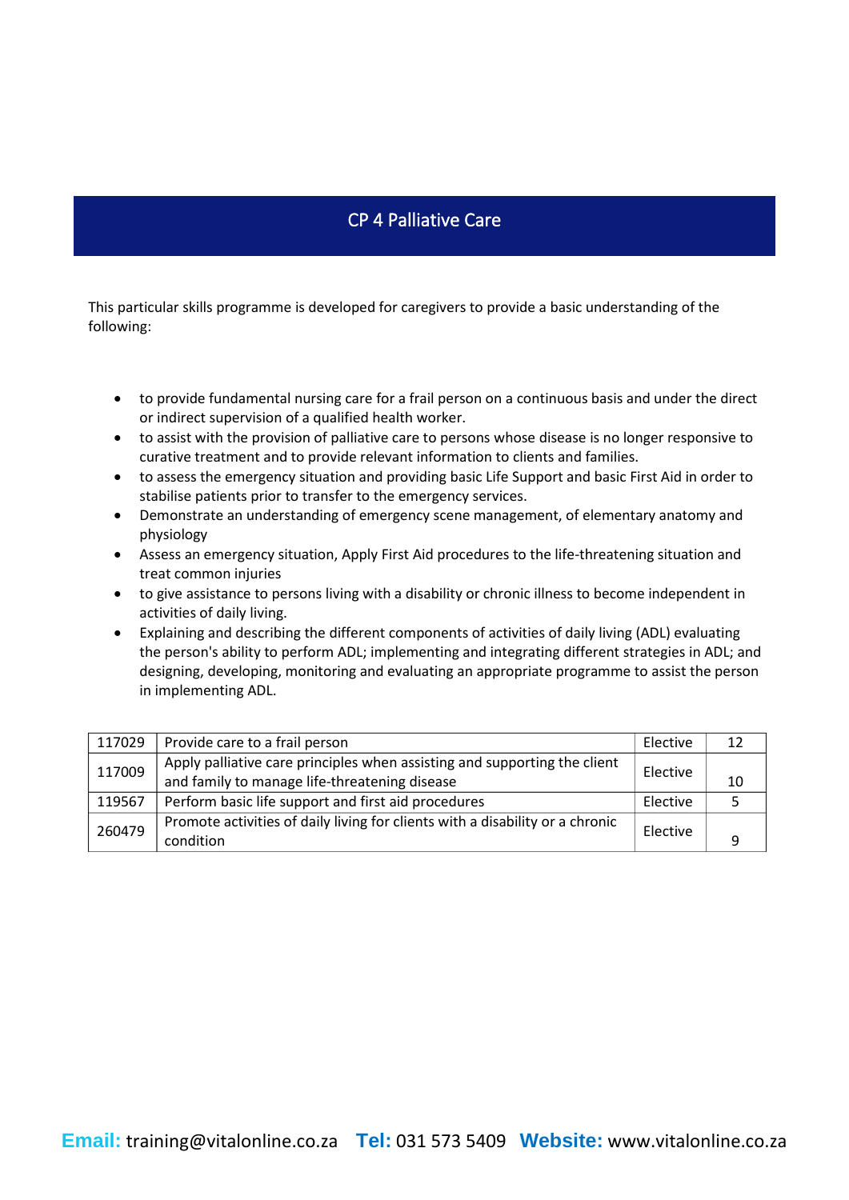# CP 4 Palliative Care

This particular skills programme is developed for caregivers to provide a basic understanding of the following:

- to provide fundamental nursing care for a frail person on a continuous basis and under the direct or indirect supervision of a qualified health worker.
- to assist with the provision of palliative care to persons whose disease is no longer responsive to curative treatment and to provide relevant information to clients and families.
- to assess the emergency situation and providing basic Life Support and basic First Aid in order to stabilise patients prior to transfer to the emergency services.
- Demonstrate an understanding of emergency scene management, of elementary anatomy and physiology
- Assess an emergency situation, Apply First Aid procedures to the life-threatening situation and treat common injuries
- to give assistance to persons living with a disability or chronic illness to become independent in activities of daily living.
- Explaining and describing the different components of activities of daily living (ADL) evaluating the person's ability to perform ADL; implementing and integrating different strategies in ADL; and designing, developing, monitoring and evaluating an appropriate programme to assist the person in implementing ADL.

| | | | |
|---|---|---|---|
| 117029 | Provide care to a frail person | Elective | 12 |
| 117009 | Apply palliative care principles when assisting and supporting the client and family to manage life-threatening disease | Elective | 10 |
| 119567 | Perform basic life support and first aid procedures | Elective | 5 |
| 260479 | Promote activities of daily living for clients with a disability or a chronic condition | Elective | 9 |

**Email:** training@vitalonline.co.za **Tel:** 031 573 5409 **Website:** www.vitalonline.co.za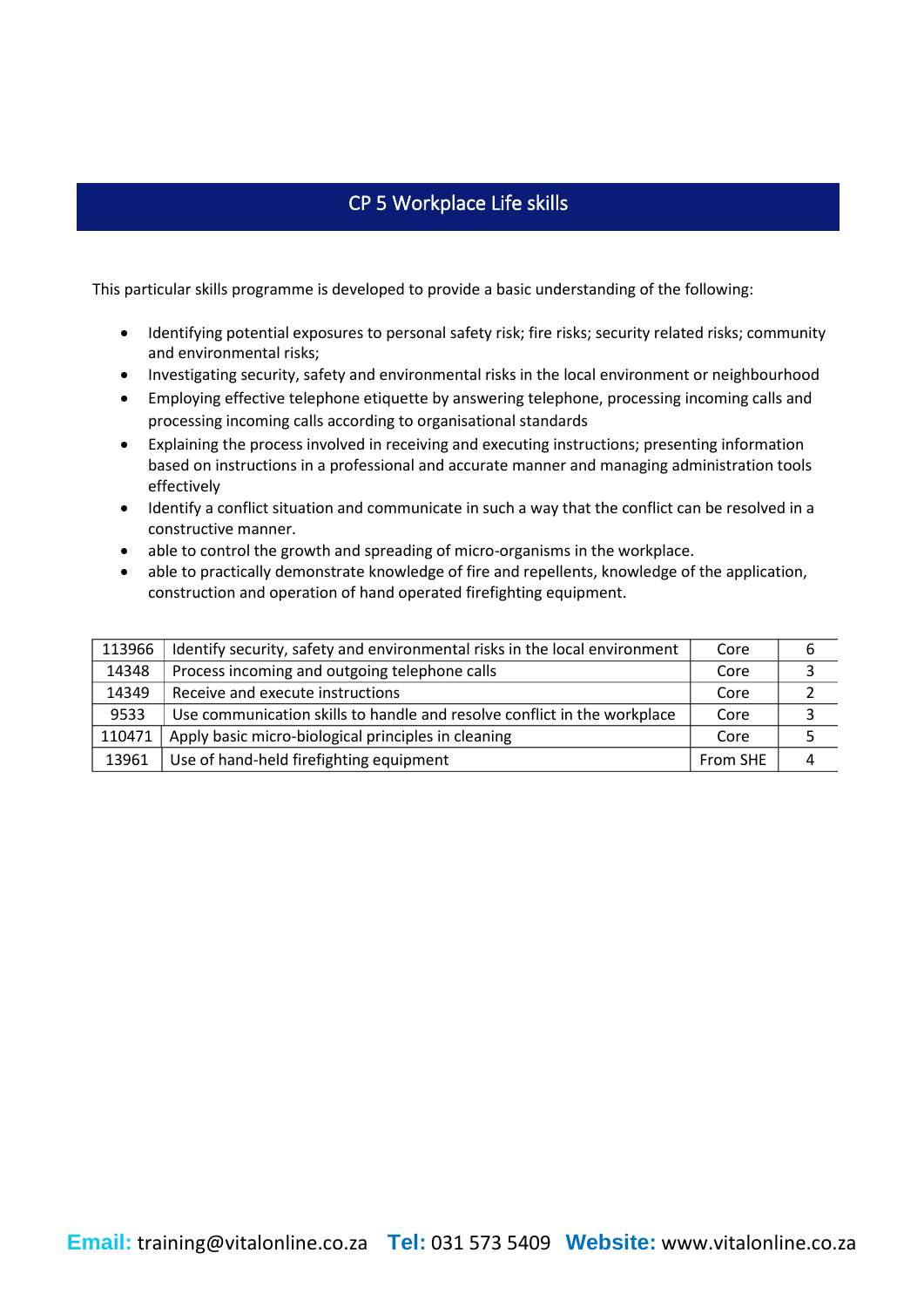## CP 5 Workplace Life skills

This particular skills programme is developed to provide a basic understanding of the following:

- Identifying potential exposures to personal safety risk; fire risks; security related risks; community and environmental risks;
- Investigating security, safety and environmental risks in the local environment or neighbourhood
- Employing effective telephone etiquette by answering telephone, processing incoming calls and processing incoming calls according to organisational standards
- Explaining the process involved in receiving and executing instructions; presenting information based on instructions in a professional and accurate manner and managing administration tools effectively
- Identify a conflict situation and communicate in such a way that the conflict can be resolved in a constructive manner.
- able to control the growth and spreading of micro-organisms in the workplace.
- able to practically demonstrate knowledge of fire and repellents, knowledge of the application, construction and operation of hand operated firefighting equipment.

| | | | |
|---|---|---|---|
| 113966 | Identify security, safety and environmental risks in the local environment | Core | 6 |
| 14348 | Process incoming and outgoing telephone calls | Core | 3 |
| 14349 | Receive and execute instructions | Core | 2 |
| 9533 | Use communication skills to handle and resolve conflict in the workplace | Core | 3 |
| 110471 | Apply basic micro-biological principles in cleaning | Core | 5 |
| 13961 | Use of hand-held firefighting equipment | From SHE | 4 |

**Email:** training@vitalonline.co.za **Tel:** 031 573 5409 **Website:** www.vitalonline.co.za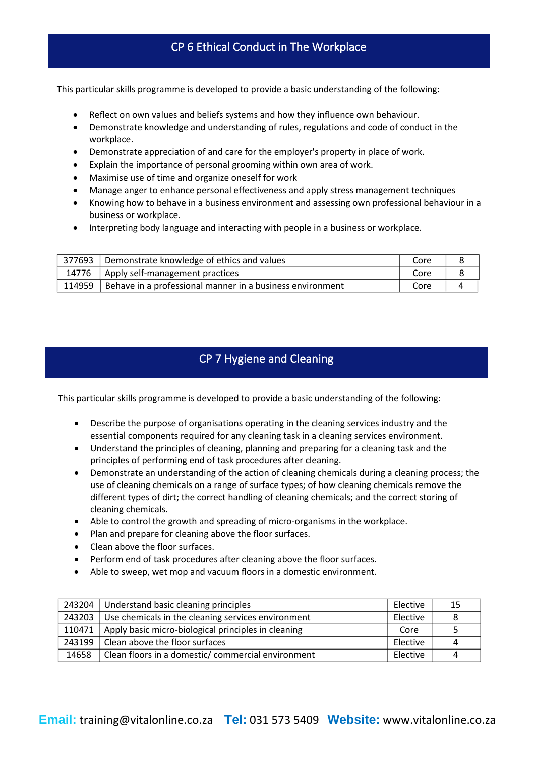## CP 6 Ethical Conduct in The Workplace

This particular skills programme is developed to provide a basic understanding of the following:

- Reflect on own values and beliefs systems and how they influence own behaviour.
- Demonstrate knowledge and understanding of rules, regulations and code of conduct in the workplace.
- Demonstrate appreciation of and care for the employer's property in place of work.
- Explain the importance of personal grooming within own area of work.
- Maximise use of time and organize oneself for work
- Manage anger to enhance personal effectiveness and apply stress management techniques
- Knowing how to behave in a business environment and assessing own professional behaviour in a business or workplace.
- Interpreting body language and interacting with people in a business or workplace.

| | | | |
|---|---|---|---|
| 377693 | Demonstrate knowledge of ethics and values | Core | 8 |
| 14776 | Apply self-management practices | Core | 8 |
| 114959 | Behave in a professional manner in a business environment | Core | 4 |

## CP 7 Hygiene and Cleaning

This particular skills programme is developed to provide a basic understanding of the following:

- Describe the purpose of organisations operating in the cleaning services industry and the essential components required for any cleaning task in a cleaning services environment.
- Understand the principles of cleaning, planning and preparing for a cleaning task and the principles of performing end of task procedures after cleaning.
- Demonstrate an understanding of the action of cleaning chemicals during a cleaning process; the use of cleaning chemicals on a range of surface types; of how cleaning chemicals remove the different types of dirt; the correct handling of cleaning chemicals; and the correct storing of cleaning chemicals.
- Able to control the growth and spreading of micro-organisms in the workplace.
- Plan and prepare for cleaning above the floor surfaces.
- Clean above the floor surfaces.
- Perform end of task procedures after cleaning above the floor surfaces.
- Able to sweep, wet mop and vacuum floors in a domestic environment.

| | | | |
|---|---|---|---|
| 243204 | Understand basic cleaning principles | Elective | 15 |
| 243203 | Use chemicals in the cleaning services environment | Elective | 8 |
| 110471 | Apply basic micro-biological principles in cleaning | Core | 5 |
| 243199 | Clean above the floor surfaces | Elective | 4 |
| 14658 | Clean floors in a domestic/ commercial environment | Elective | 4 |

**Email:** training@vitalonline.co.za **Tel:** 031 573 5409 **Website:** www.vitalonline.co.za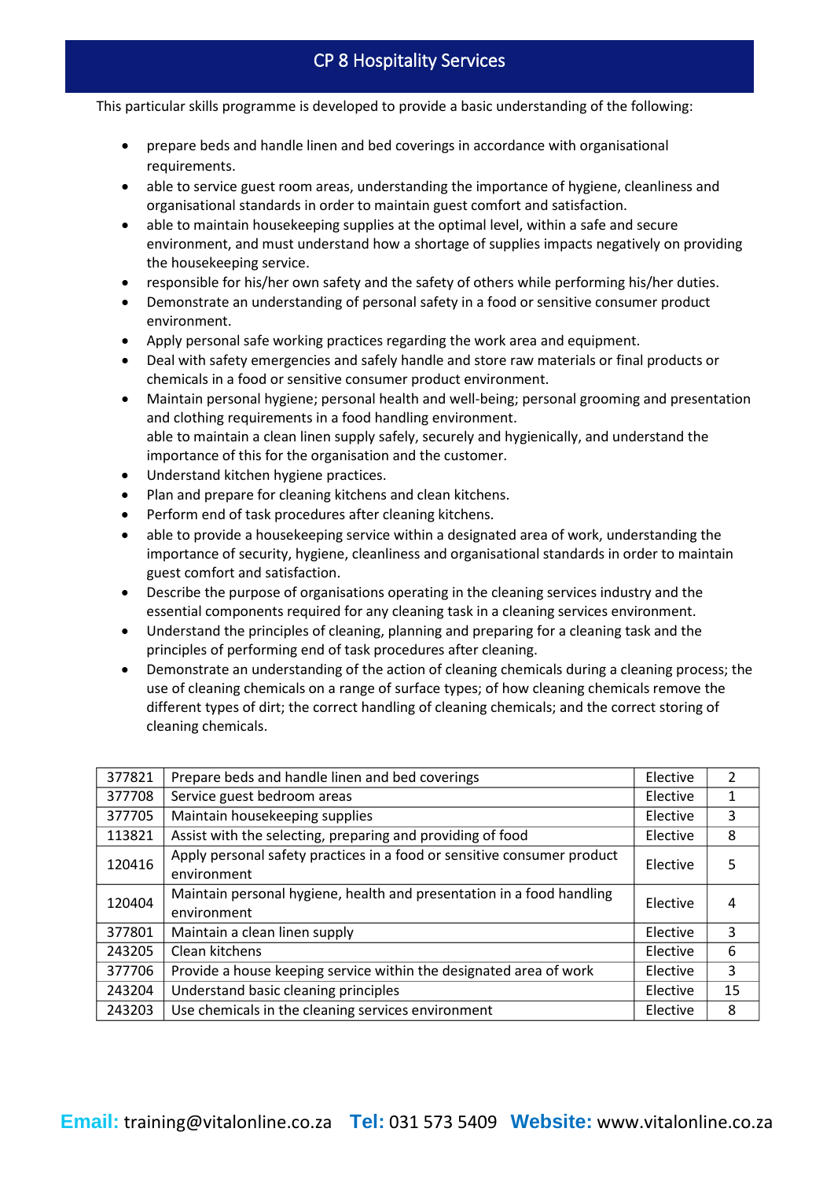# CP 8 Hospitality Services

This particular skills programme is developed to provide a basic understanding of the following:

- prepare beds and handle linen and bed coverings in accordance with organisational requirements.
- able to service guest room areas, understanding the importance of hygiene, cleanliness and organisational standards in order to maintain guest comfort and satisfaction.
- able to maintain housekeeping supplies at the optimal level, within a safe and secure environment, and must understand how a shortage of supplies impacts negatively on providing the housekeeping service.
- responsible for his/her own safety and the safety of others while performing his/her duties.
- Demonstrate an understanding of personal safety in a food or sensitive consumer product environment.
- Apply personal safe working practices regarding the work area and equipment.
- Deal with safety emergencies and safely handle and store raw materials or final products or chemicals in a food or sensitive consumer product environment.
- Maintain personal hygiene; personal health and well-being; personal grooming and presentation and clothing requirements in a food handling environment.
  able to maintain a clean linen supply safely, securely and hygienically, and understand the importance of this for the organisation and the customer.
- Understand kitchen hygiene practices.
- Plan and prepare for cleaning kitchens and clean kitchens.
- Perform end of task procedures after cleaning kitchens.
- able to provide a housekeeping service within a designated area of work, understanding the importance of security, hygiene, cleanliness and organisational standards in order to maintain guest comfort and satisfaction.
- Describe the purpose of organisations operating in the cleaning services industry and the essential components required for any cleaning task in a cleaning services environment.
- Understand the principles of cleaning, planning and preparing for a cleaning task and the principles of performing end of task procedures after cleaning.
- Demonstrate an understanding of the action of cleaning chemicals during a cleaning process; the use of cleaning chemicals on a range of surface types; of how cleaning chemicals remove the different types of dirt; the correct handling of cleaning chemicals; and the correct storing of cleaning chemicals.

| | | | |
|---|---|---|---|
| 377821 | Prepare beds and handle linen and bed coverings | Elective | 2 |
| 377708 | Service guest bedroom areas | Elective | 1 |
| 377705 | Maintain housekeeping supplies | Elective | 3 |
| 113821 | Assist with the selecting, preparing and providing of food | Elective | 8 |
| 120416 | Apply personal safety practices in a food or sensitive consumer product environment | Elective | 5 |
| 120404 | Maintain personal hygiene, health and presentation in a food handling environment | Elective | 4 |
| 377801 | Maintain a clean linen supply | Elective | 3 |
| 243205 | Clean kitchens | Elective | 6 |
| 377706 | Provide a house keeping service within the designated area of work | Elective | 3 |
| 243204 | Understand basic cleaning principles | Elective | 15 |
| 243203 | Use chemicals in the cleaning services environment | Elective | 8 |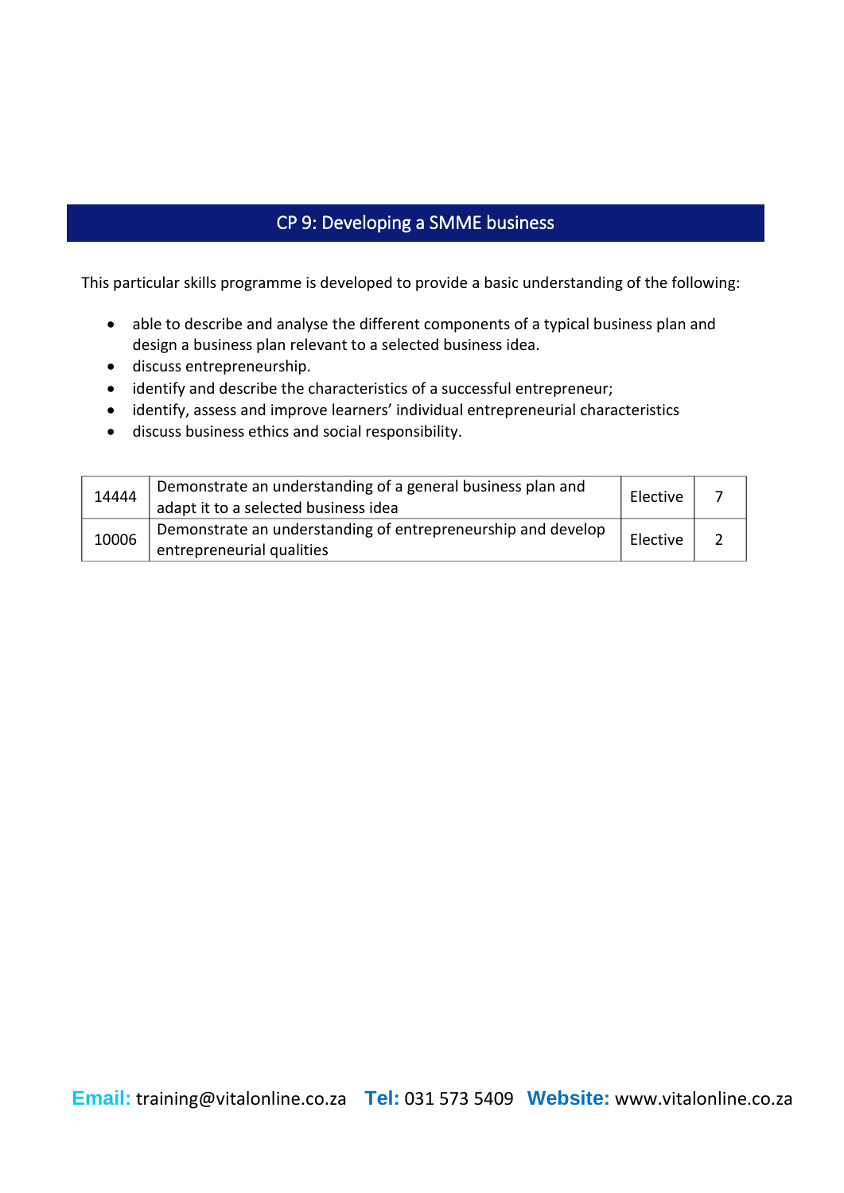## CP 9: Developing a SMME business

This particular skills programme is developed to provide a basic understanding of the following:

- able to describe and analyse the different components of a typical business plan and design a business plan relevant to a selected business idea.
- discuss entrepreneurship.
- identify and describe the characteristics of a successful entrepreneur;
- identify, assess and improve learners' individual entrepreneurial characteristics
- discuss business ethics and social responsibility.

| | | | |
|---|---|---|---|
| 14444 | Demonstrate an understanding of a general business plan and adapt it to a selected business idea | Elective | 7 |
| 10006 | Demonstrate an understanding of entrepreneurship and develop entrepreneurial qualities | Elective | 2 |